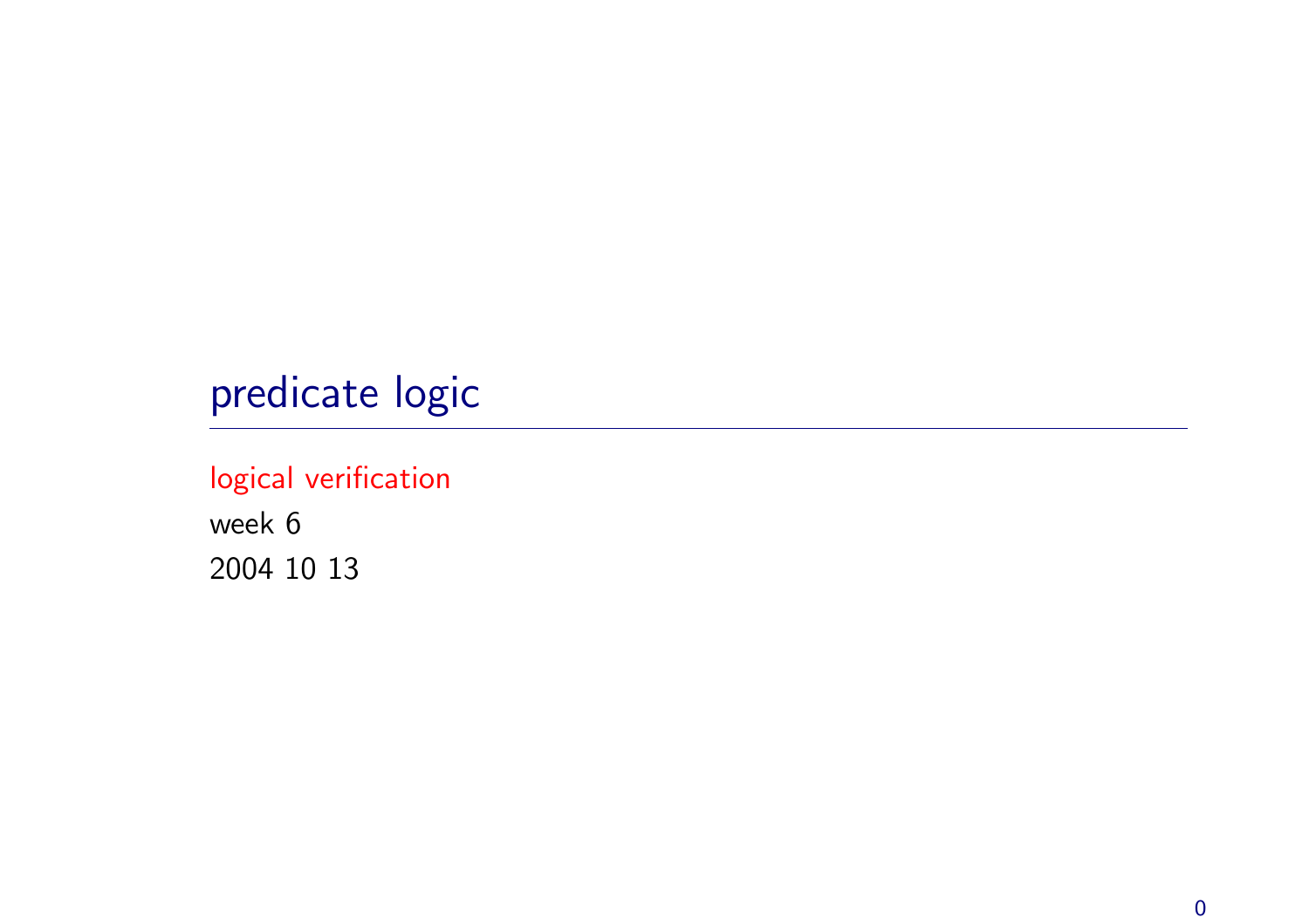# predicate logic

logical verification

week 6

2004 10 13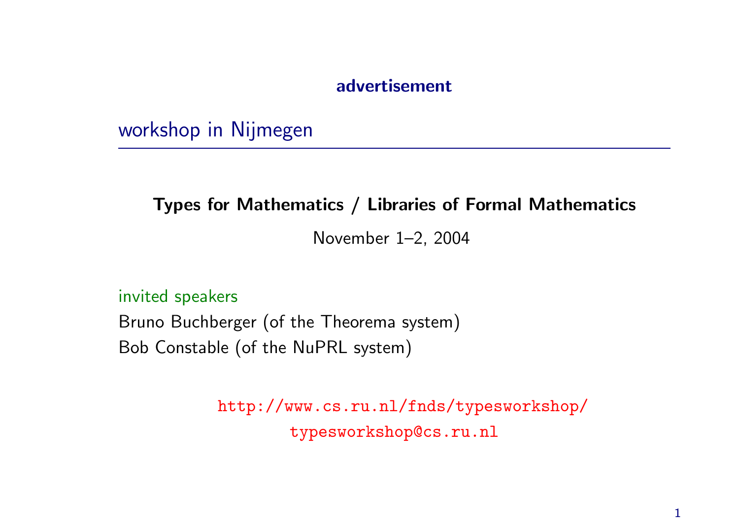**advertisement**

## workshop in Nijmegen

**Types for Mathematics / Libraries of Formal Mathematics**

November 1–2, 2004

invited speakers

Bruno Buchberger (of the Theorema system)
Bob Constable (of the NuPRL system)

`http://www.cs.ru.nl/fnds/typesworkshop/`

`typesworkshop@cs.ru.nl`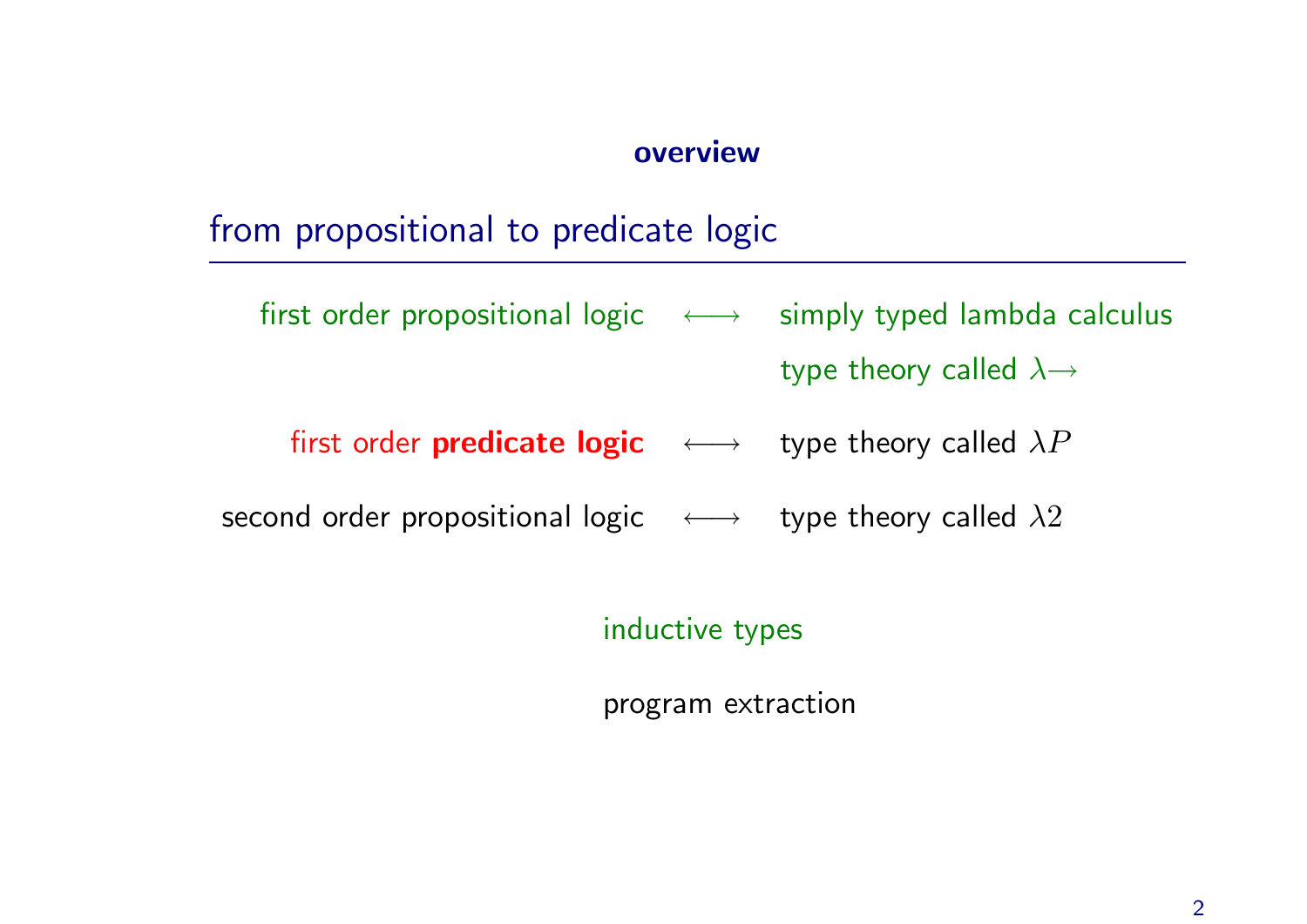**overview**

## from propositional to predicate logic

| | | |
|---|---|---|
| first order propositional logic | $\longleftrightarrow$ | simply typed lambda calculus |
| | | type theory called $\lambda\!\rightarrow$ |
| first order **predicate logic** | $\longleftrightarrow$ | type theory called $\lambda P$ |
| second order propositional logic | $\longleftrightarrow$ | type theory called $\lambda 2$ |

inductive types

program extraction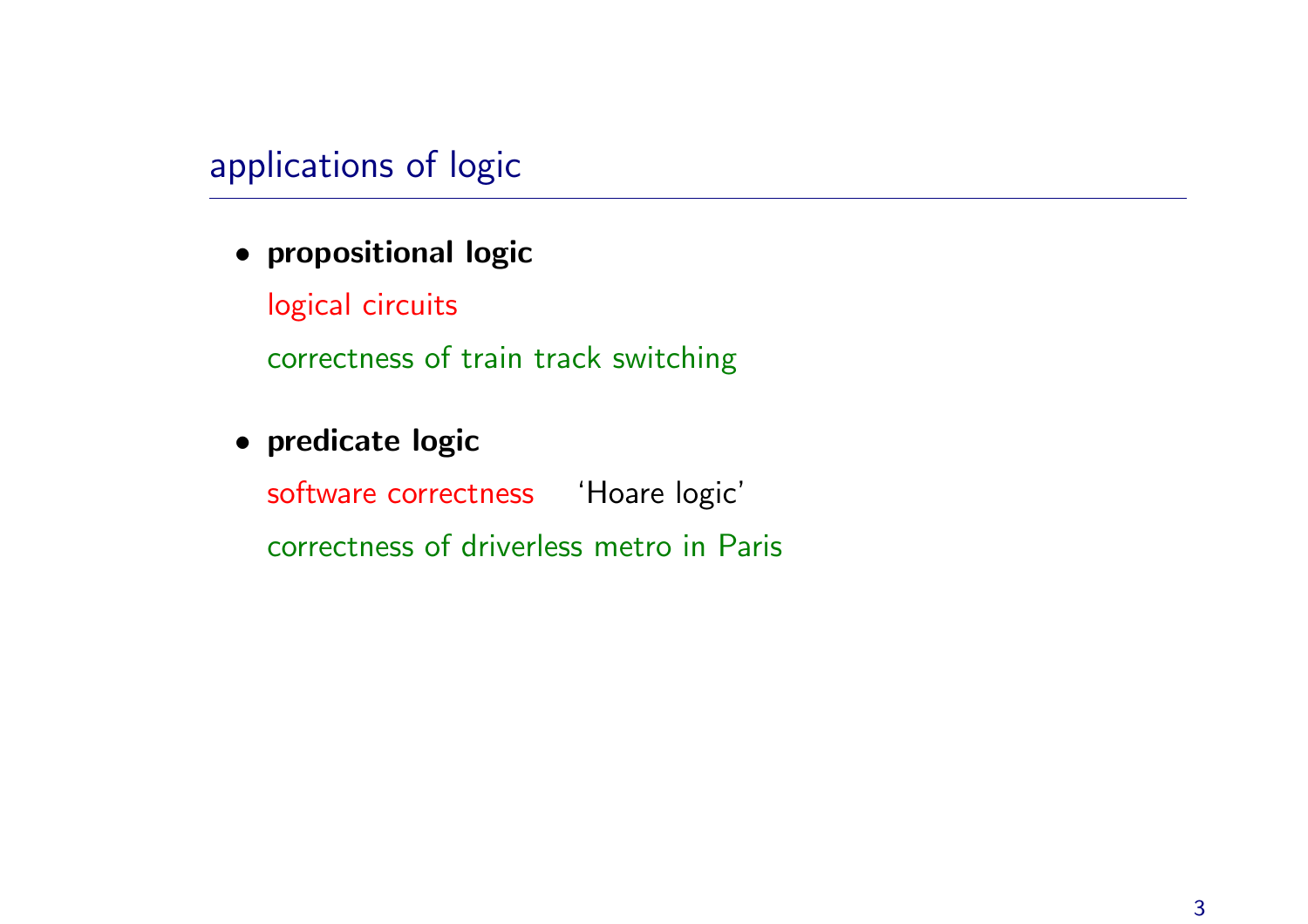## applications of logic

- **propositional logic**

  logical circuits

  correctness of train track switching

- **predicate logic**

  software correctness 'Hoare logic'

  correctness of driverless metro in Paris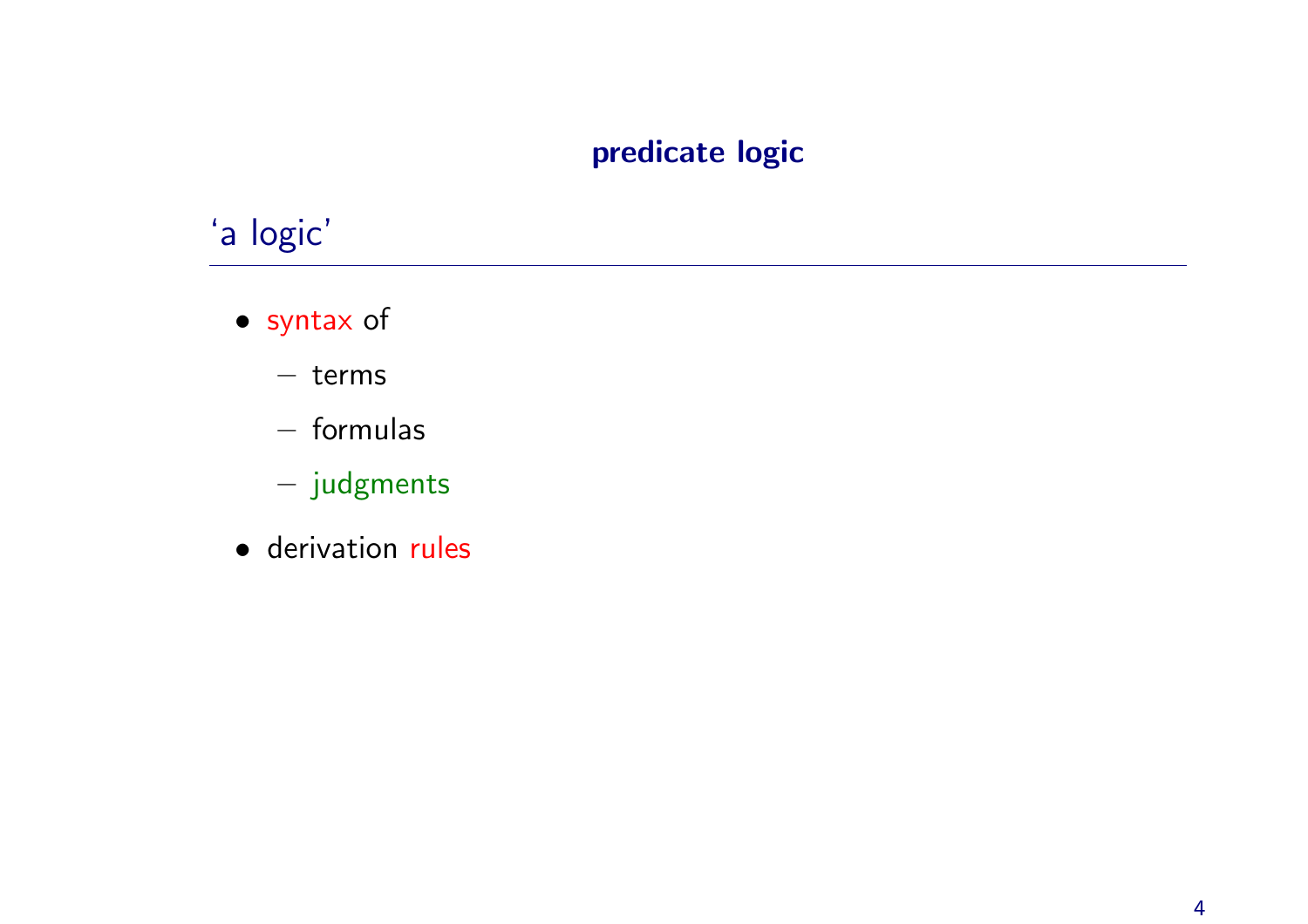## predicate logic

### 'a logic'

- syntax of
  - terms
  - formulas
  - judgments
- derivation rules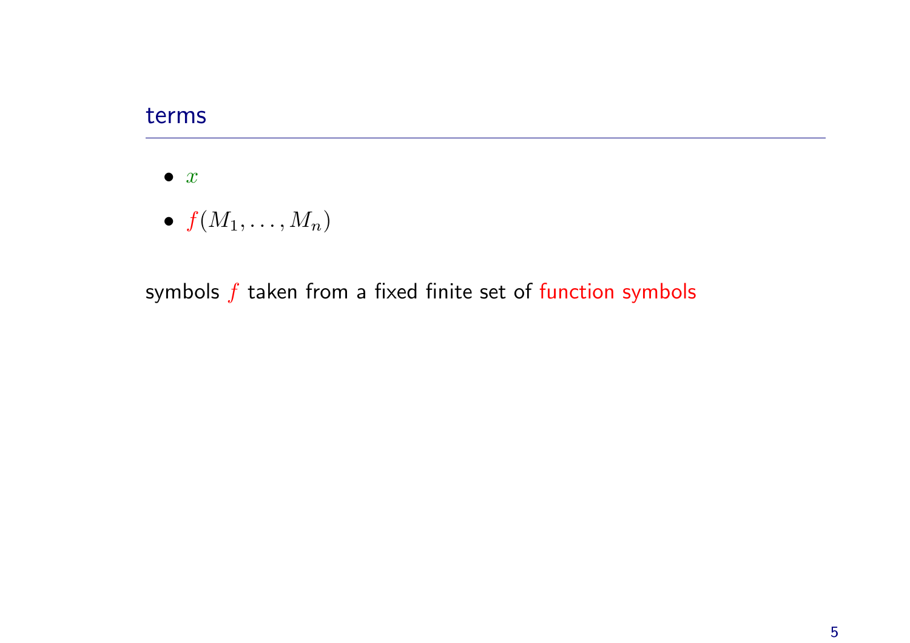## terms

- $x$
- $f(M_1, \ldots, M_n)$

symbols $f$ taken from a fixed finite set of function symbols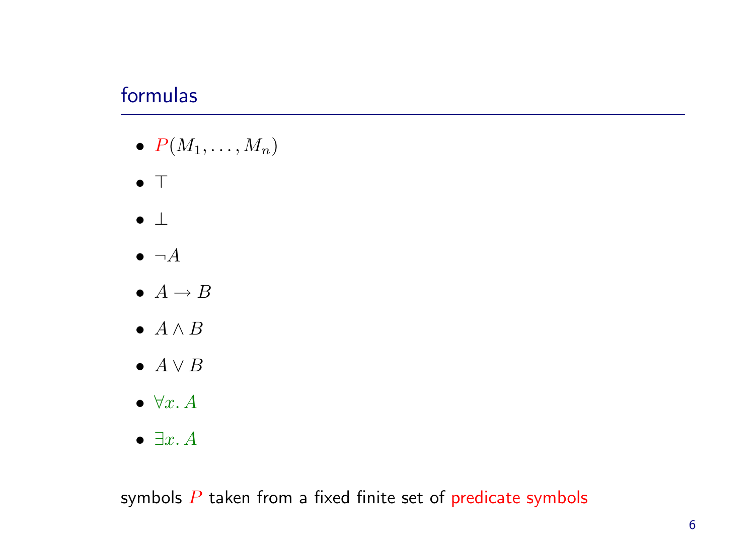## formulas

- $P(M_1, \ldots, M_n)$
- $\top$
- $\bot$
- $\neg A$
- $A \to B$
- $A \wedge B$
- $A \vee B$
- $\forall x.\, A$
- $\exists x.\, A$

symbols $P$ taken from a fixed finite set of predicate symbols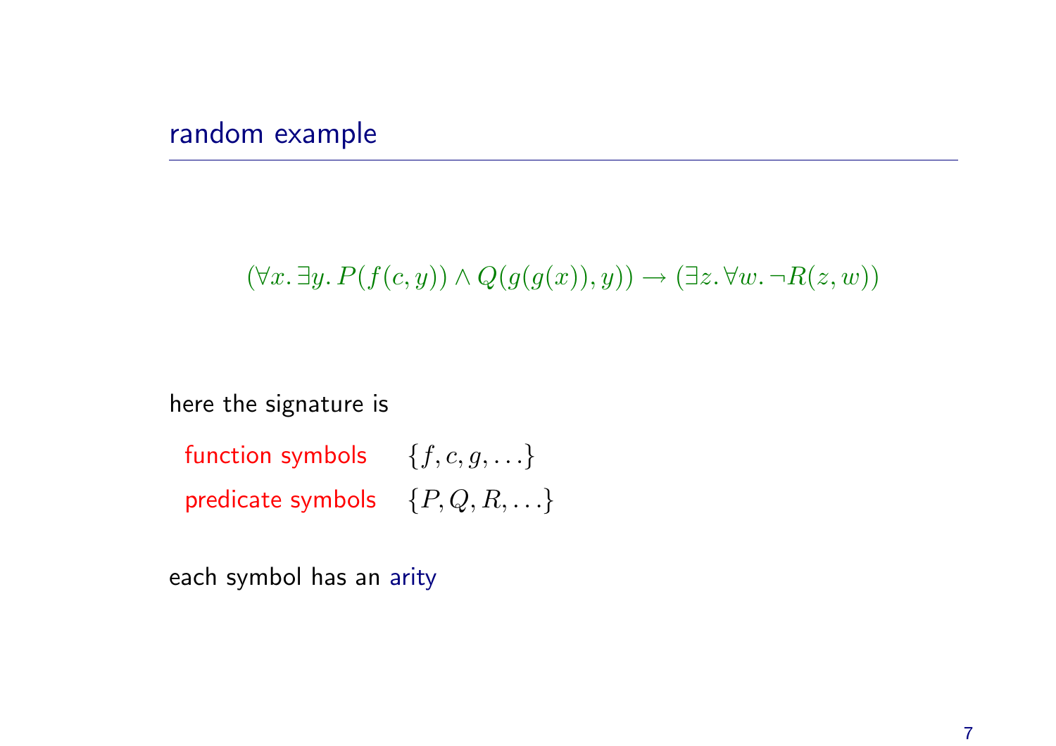## random example

$$(\forall x.\, \exists y.\, P(f(c,y)) \wedge Q(g(g(x)),y)) \rightarrow (\exists z.\, \forall w.\, \neg R(z,w))$$

here the signature is

function symbols $\{f, c, g, \ldots\}$

predicate symbols $\{P, Q, R, \ldots\}$

each symbol has an arity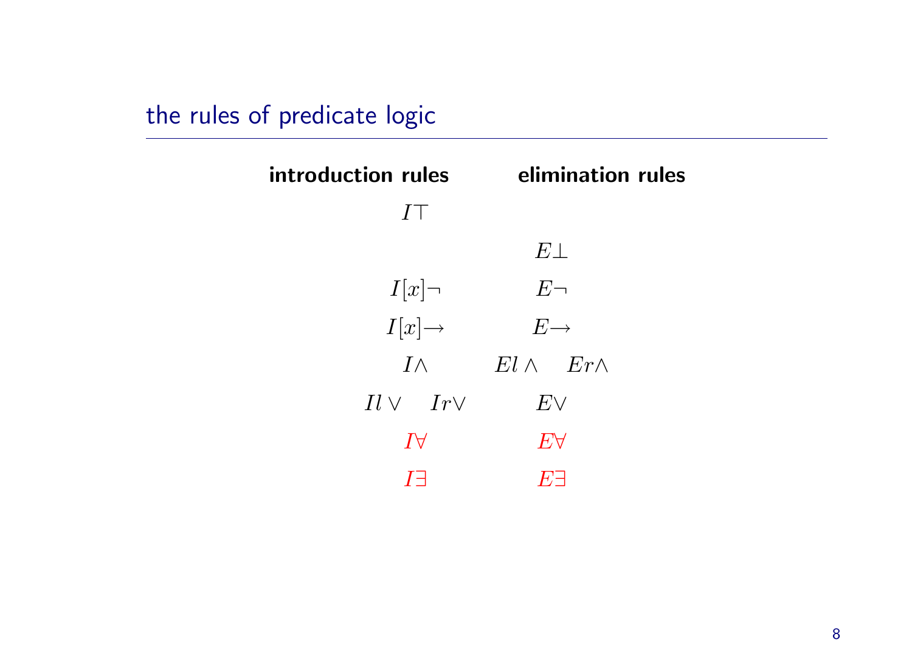## the rules of predicate logic

| **introduction rules** | **elimination rules** |
|---|---|
| $I\top$ | |
| | $E\bot$ |
| $I[x]\neg$ | $E\neg$ |
| $I[x]\!\rightarrow$ | $E\!\rightarrow$ |
| $I\wedge$ | $El \wedge \quad Er\wedge$ |
| $Il \vee \quad Ir\vee$ | $E\vee$ |
| $I\forall$ | $E\forall$ |
| $I\exists$ | $E\exists$ |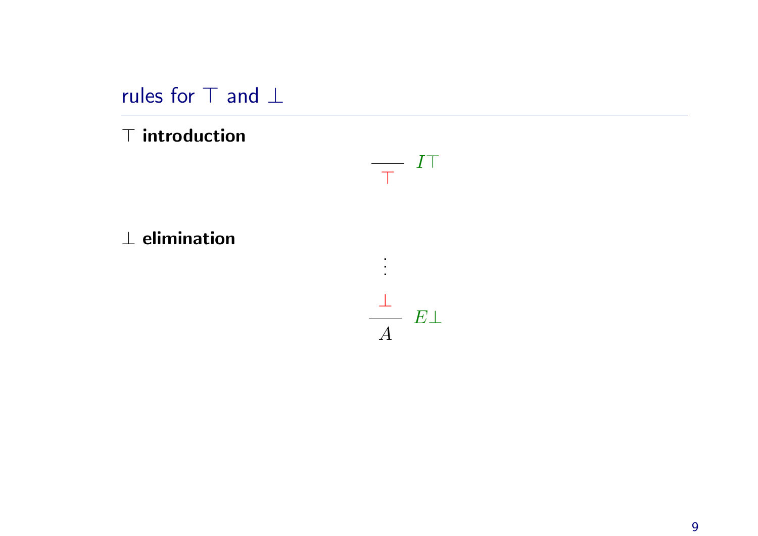## rules for $\top$ and $\bot$

$\top$ **introduction**

$$\frac{}{\top}\ I\top$$

$\bot$ **elimination**

$$\frac{\begin{array}{c}\vdots \\ \bot\end{array}}{A}\ E\bot$$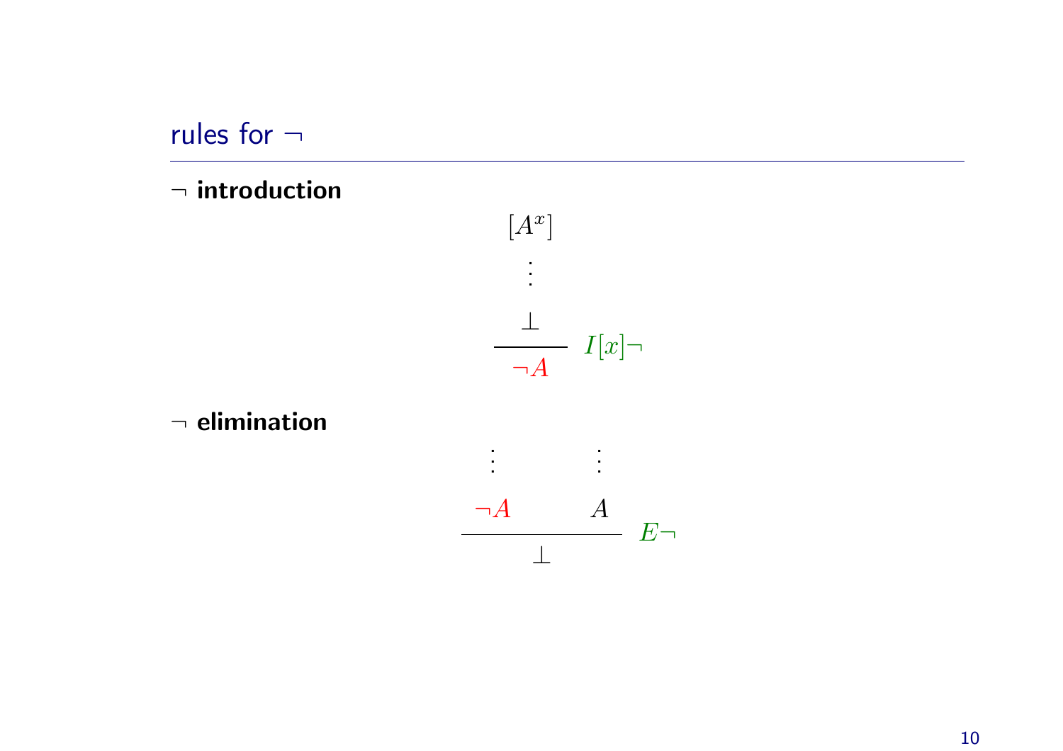## rules for $\neg$

**$\neg$ introduction**

$$\dfrac{\begin{matrix}[A^x] \\ \vdots \\ \bot\end{matrix}}{\neg A}\ I[x]\neg$$

**$\neg$ elimination**

$$\dfrac{\begin{matrix}\vdots \\ \neg A\end{matrix} \qquad \begin{matrix}\vdots \\ A\end{matrix}}{\bot}\ E\neg$$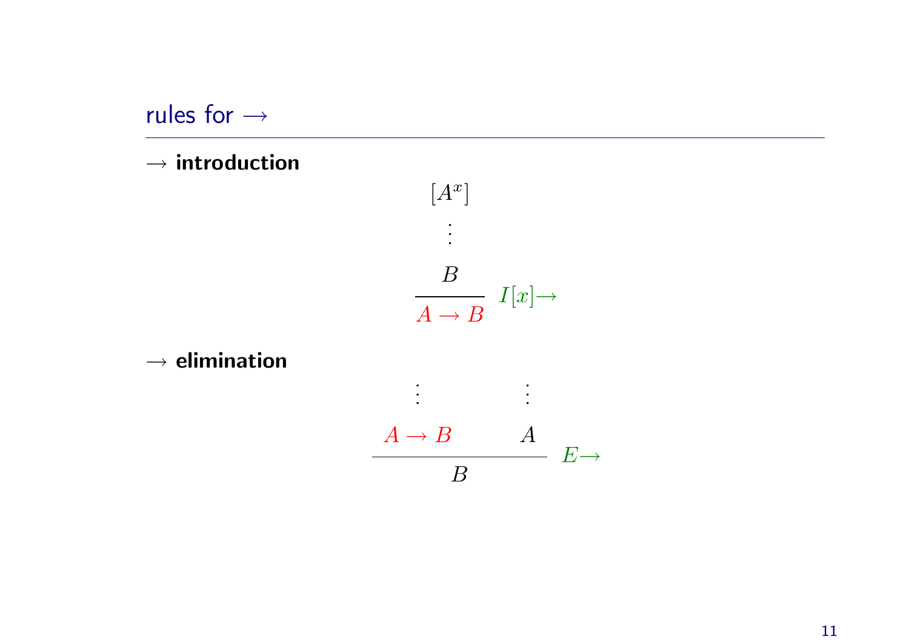# rules for $\rightarrow$

**$\rightarrow$ introduction**

$$
\dfrac{\begin{matrix} [A^x] \\ \vdots \\ B \end{matrix}}{A \rightarrow B}\ I[x]{\rightarrow}
$$

**$\rightarrow$ elimination**

$$
\dfrac{\begin{matrix} \vdots \\ A \rightarrow B \end{matrix} \qquad \begin{matrix} \vdots \\ A \end{matrix}}{B}\ E{\rightarrow}
$$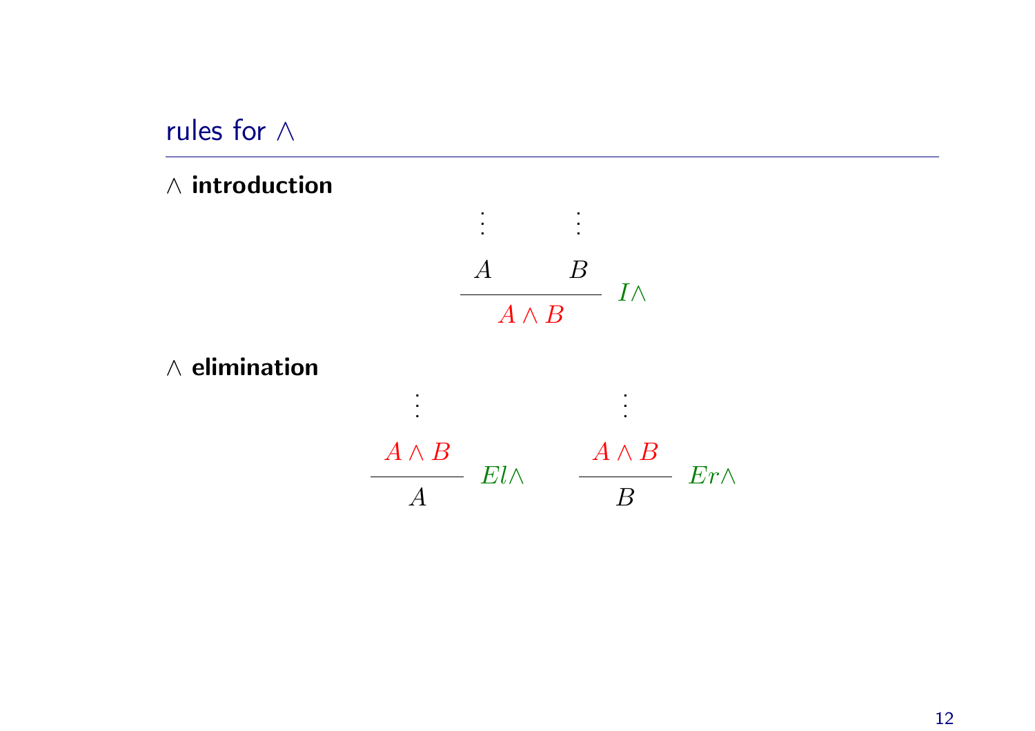## rules for $\wedge$

**$\wedge$ introduction**

$$
\cfrac{\begin{matrix} \vdots & \quad & \vdots \\ A & \quad & B \end{matrix}}{A \wedge B}\ I\wedge
$$

**$\wedge$ elimination**

$$
\cfrac{\begin{matrix} \vdots \\ A \wedge B \end{matrix}}{A}\ El\wedge \qquad \cfrac{\begin{matrix} \vdots \\ A \wedge B \end{matrix}}{B}\ Er\wedge
$$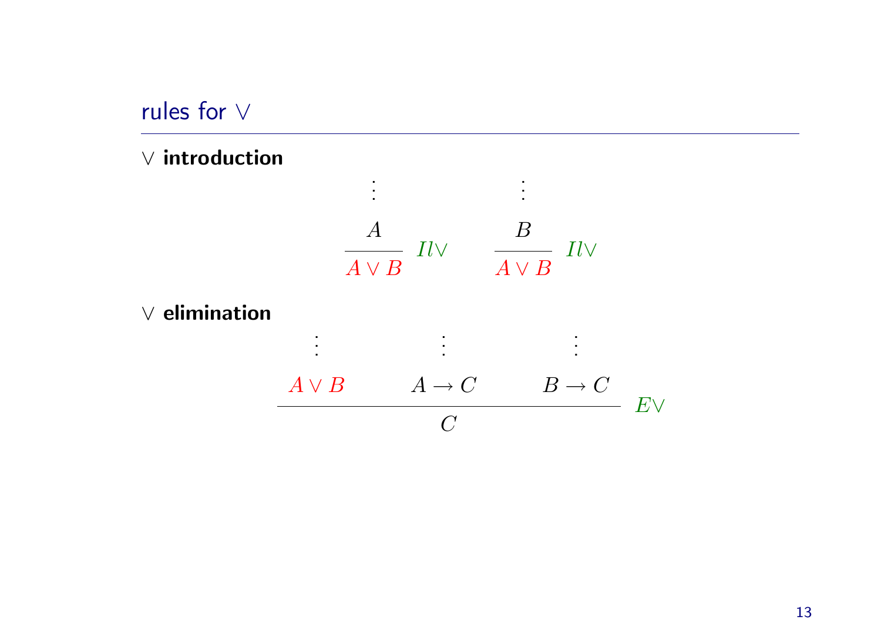## rules for $\vee$

**$\vee$ introduction**

$$\dfrac{\begin{matrix}\vdots \\ A\end{matrix}}{A \vee B}\ Il\vee \qquad \dfrac{\begin{matrix}\vdots \\ B\end{matrix}}{A \vee B}\ Il\vee$$

**$\vee$ elimination**

$$\dfrac{\begin{matrix}\vdots \\ A \vee B\end{matrix} \qquad \begin{matrix}\vdots \\ A \rightarrow C\end{matrix} \qquad \begin{matrix}\vdots \\ B \rightarrow C\end{matrix}}{C}\ E\vee$$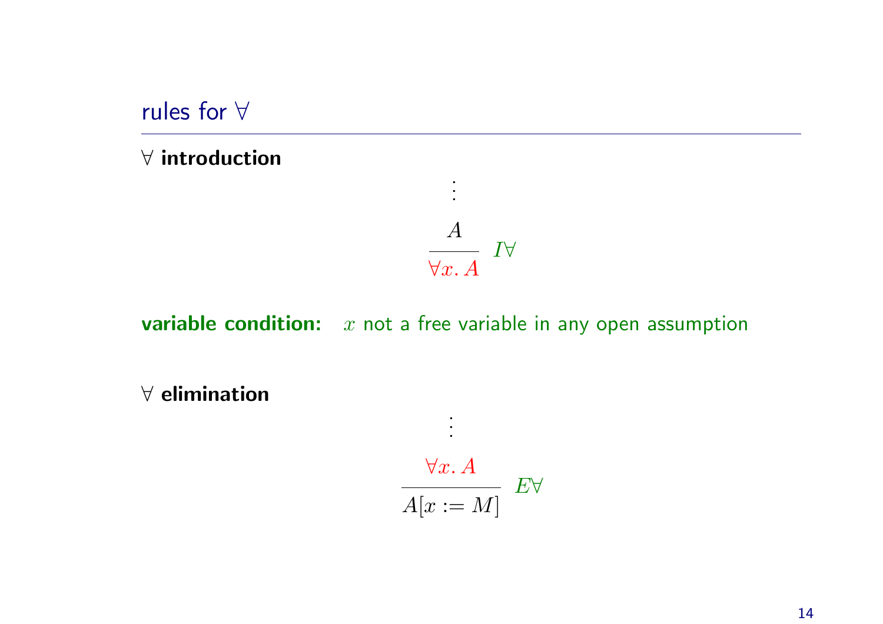## rules for $\forall$

**$\forall$ introduction**

$$\dfrac{\begin{array}{c}\vdots \\ A\end{array}}{\forall x.\, A}\ I\forall$$

**variable condition:** $x$ not a free variable in any open assumption

**$\forall$ elimination**

$$\dfrac{\begin{array}{c}\vdots \\ \forall x.\, A\end{array}}{A[x := M]}\ E\forall$$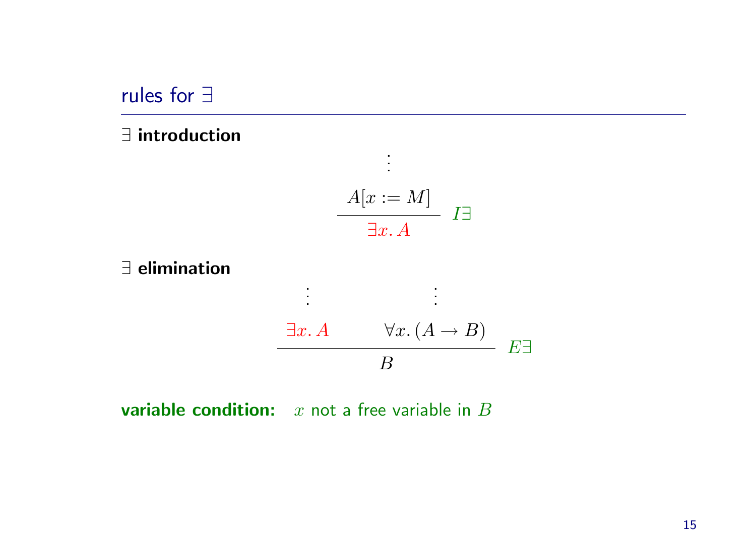## rules for $\exists$

**$\exists$ introduction**

$$\dfrac{\begin{array}{c}\vdots\\ A[x := M]\end{array}}{\exists x.\, A}\ I\exists$$

**$\exists$ elimination**

$$\dfrac{\begin{array}{c}\vdots\\ \exists x.\, A\end{array} \qquad \begin{array}{c}\vdots\\ \forall x.\,(A \to B)\end{array}}{B}\ E\exists$$

**variable condition:** $x$ not a free variable in $B$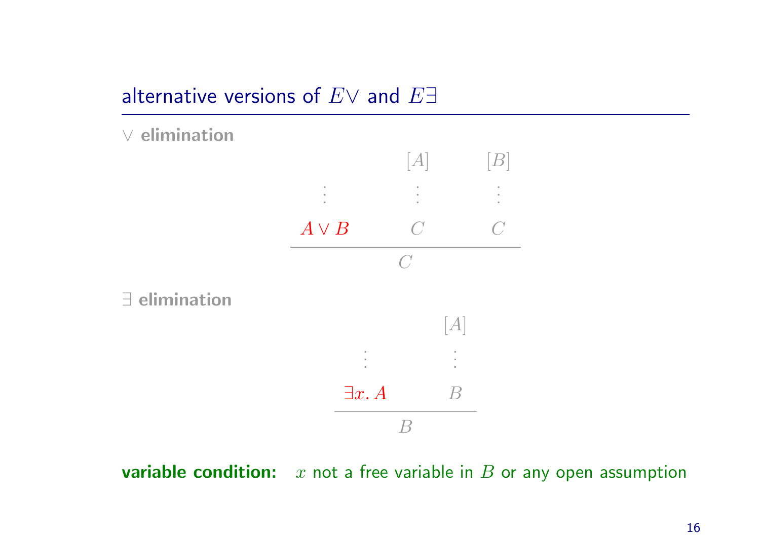## alternative versions of $E\lor$ and $E\exists$

**$\lor$ elimination**

$$\dfrac{\begin{matrix} \\ \vdots \\ A \lor B \end{matrix} \qquad \begin{matrix} [A] \\ \vdots \\ C \end{matrix} \qquad \begin{matrix} [B] \\ \vdots \\ C \end{matrix}}{C}$$

**$\exists$ elimination**

$$\dfrac{\begin{matrix} \\ \vdots \\ \exists x.\, A \end{matrix} \qquad \begin{matrix} [A] \\ \vdots \\ B \end{matrix}}{B}$$

**variable condition:** $x$ not a free variable in $B$ or any open assumption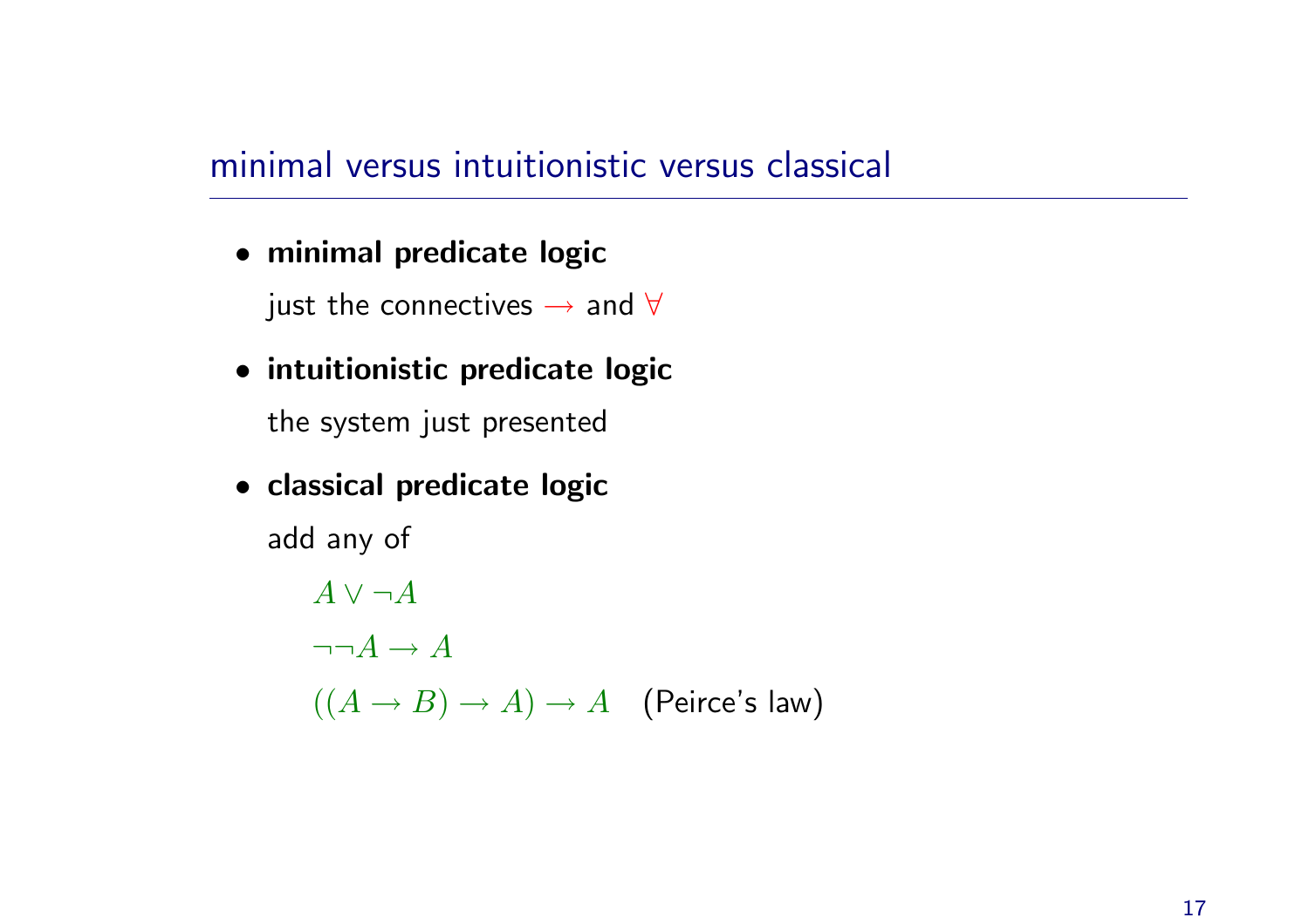## minimal versus intuitionistic versus classical

- **minimal predicate logic**

  just the connectives $\rightarrow$ and $\forall$

- **intuitionistic predicate logic**

  the system just presented

- **classical predicate logic**

  add any of

  $A \vee \neg A$

  $\neg\neg A \rightarrow A$

  $((A \rightarrow B) \rightarrow A) \rightarrow A$ (Peirce's law)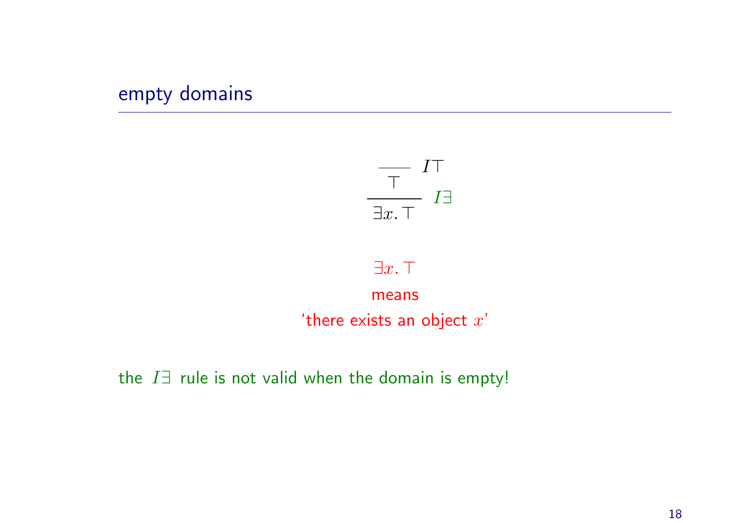## empty domains

$$\dfrac{\dfrac{}{\top}\ I\top}{\exists x.\, \top}\ I\exists$$

$\exists x.\, \top$

means

'there exists an object $x$'

the $I\exists$ rule is not valid when the domain is empty!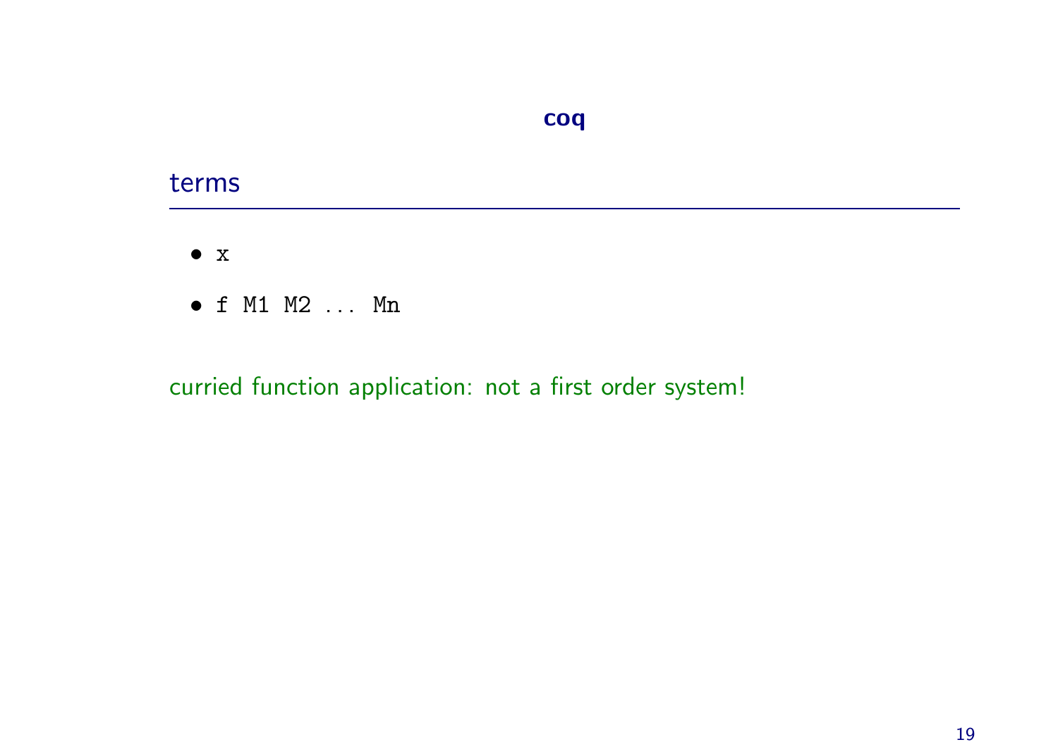# coq

## terms

- `x`
- `f M1 M2 ... Mn`

curried function application: not a first order system!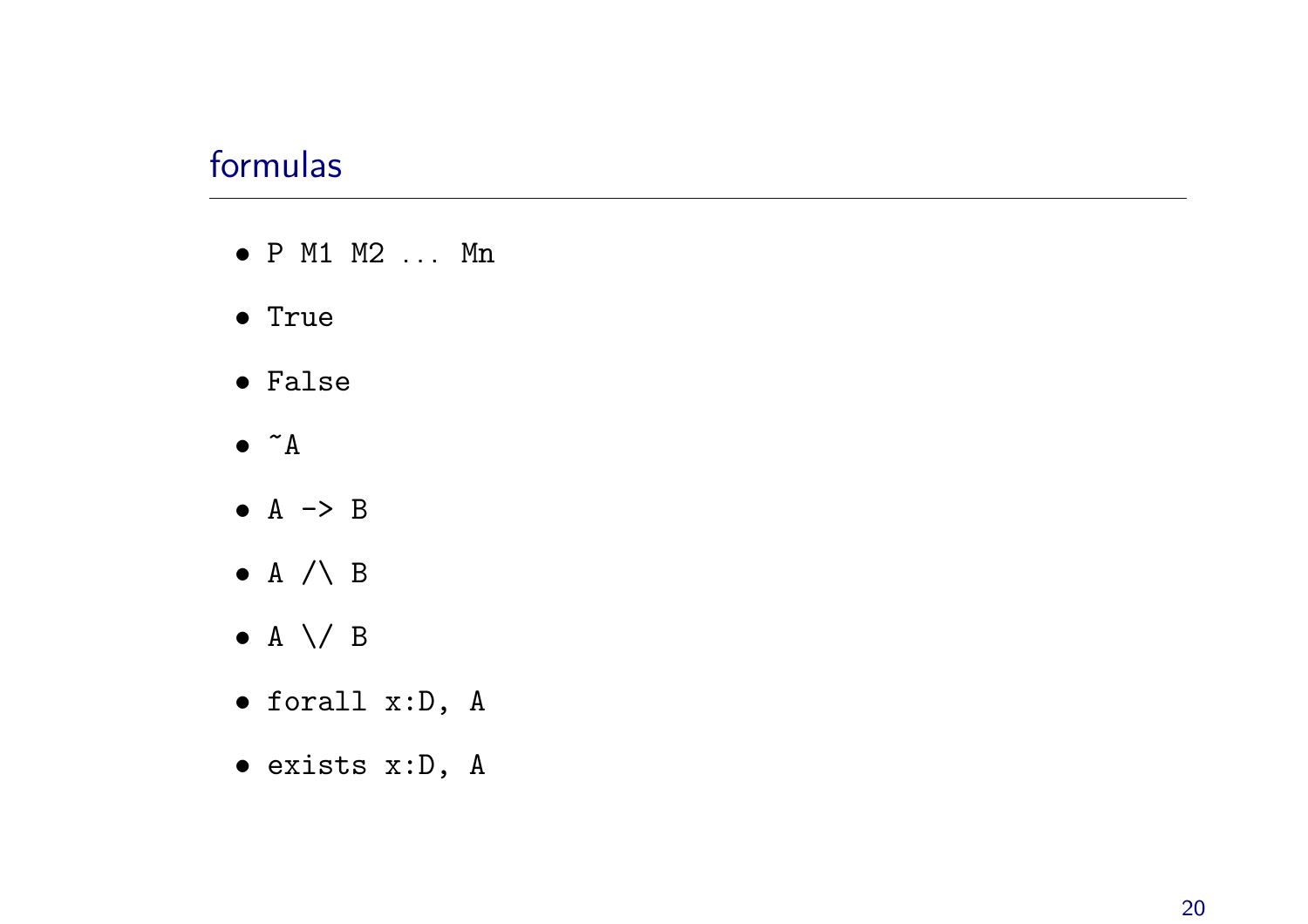## formulas

- `P M1 M2 ... Mn`
- `True`
- `False`
- `~A`
- `A -> B`
- `A /\ B`
- `A \/ B`
- `forall x:D, A`
- `exists x:D, A`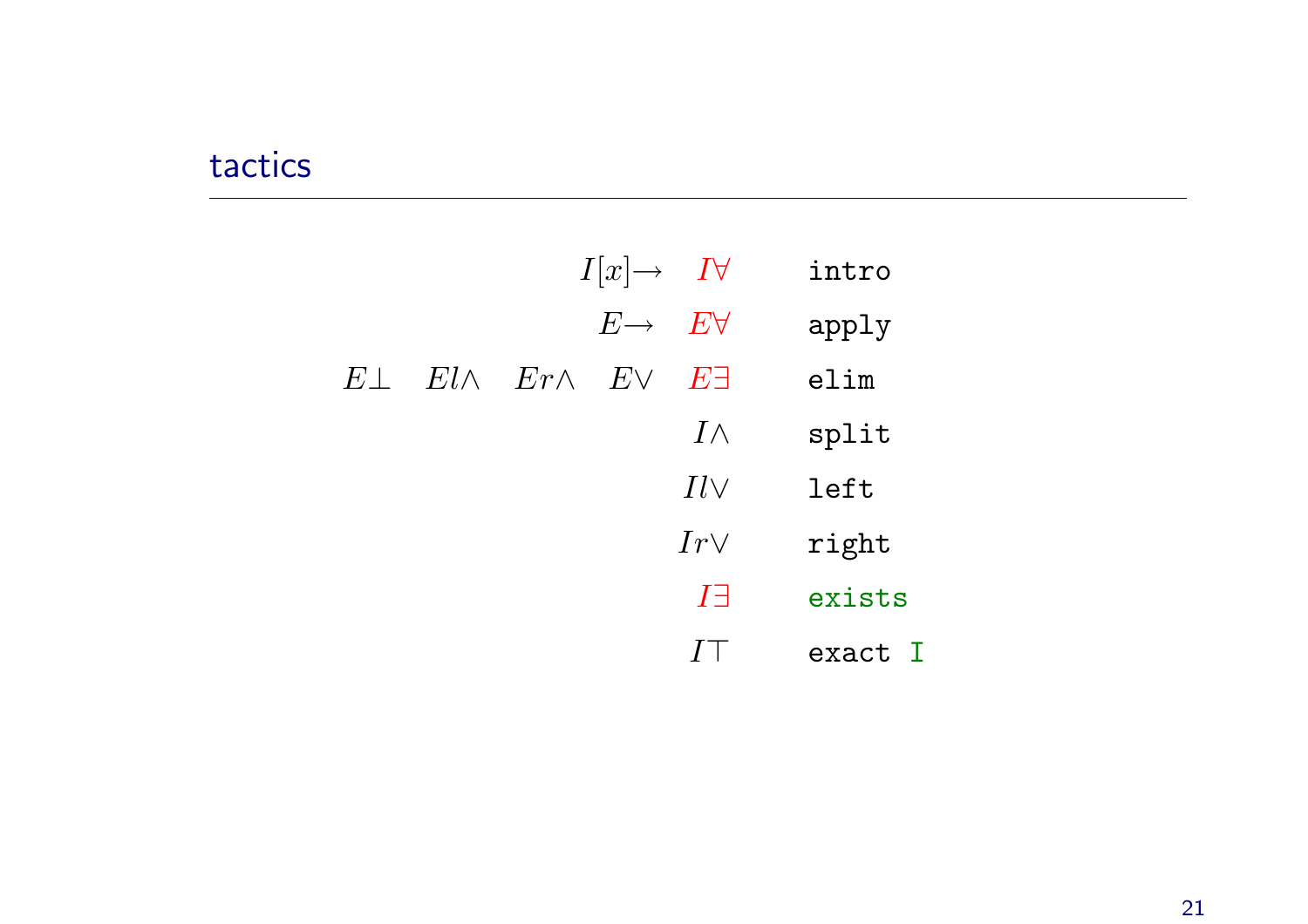## tactics

| Rules | Tactic |
|---|---|
| $I[x]{\to}$ $\quad I\forall$ | `intro` |
| $E{\to}$ $\quad E\forall$ | `apply` |
| $E\bot$ $\quad El\land$ $\quad Er\land$ $\quad E\lor$ $\quad E\exists$ | `elim` |
| $I\land$ | `split` |
| $Il\lor$ | `left` |
| $Ir\lor$ | `right` |
| $I\exists$ | `exists` |
| $I\top$ | `exact I` |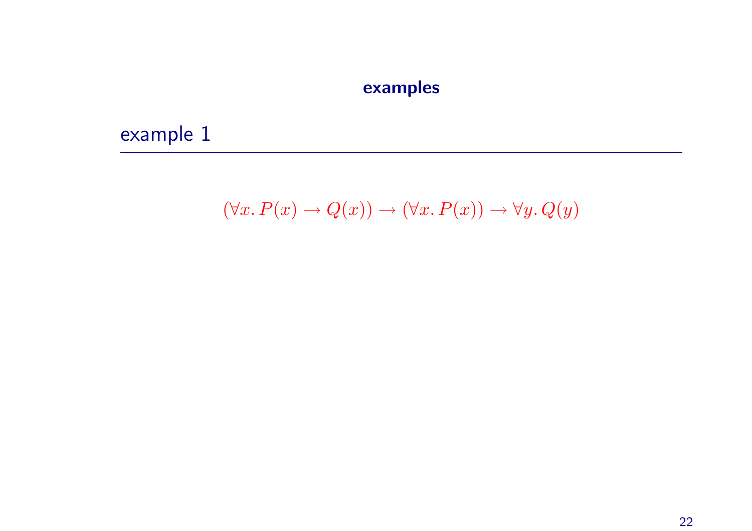# examples

## example 1

$$(\forall x.\, P(x) \to Q(x)) \to (\forall x.\, P(x)) \to \forall y.\, Q(y)$$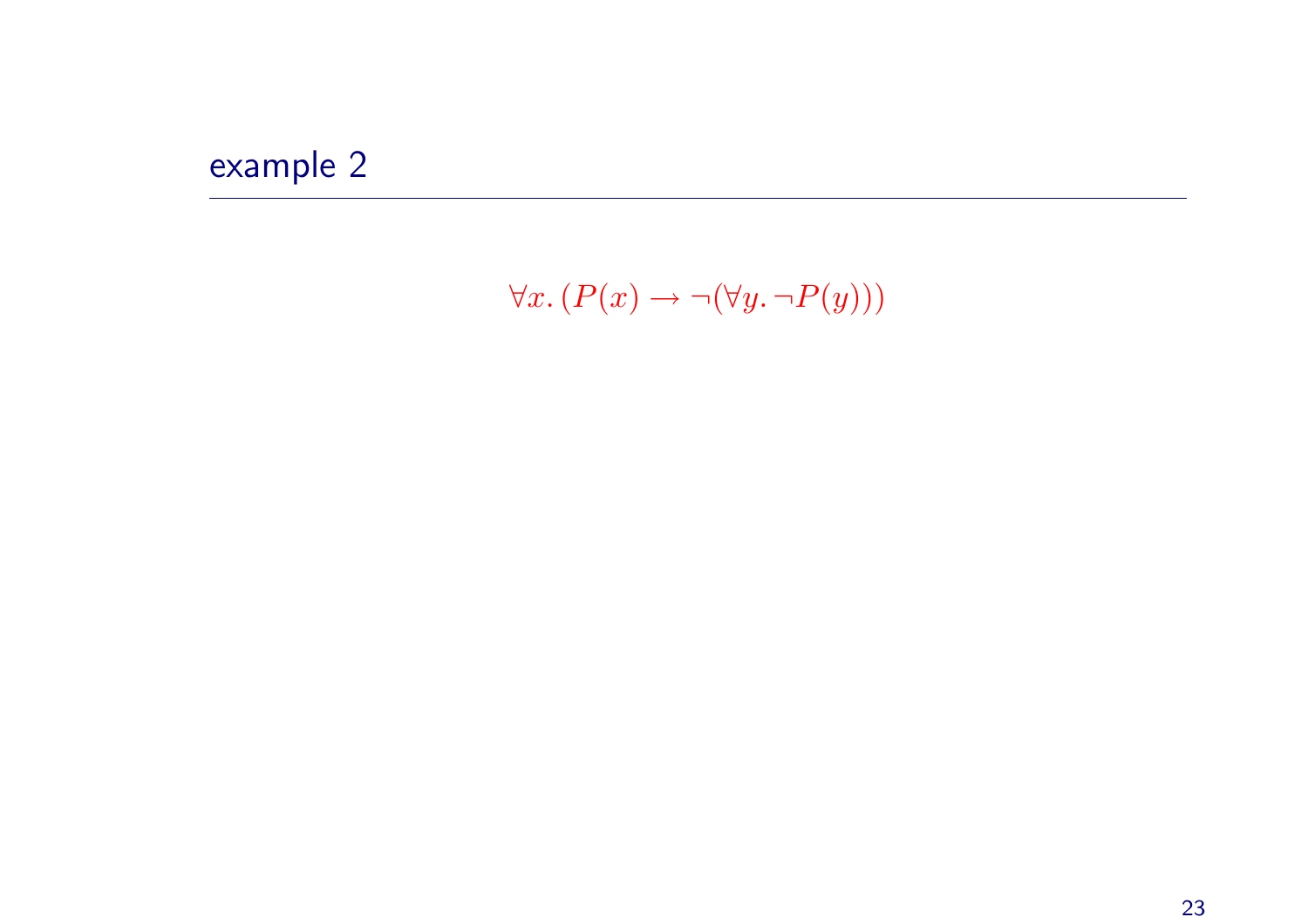## example 2

$$\forall x. \, (P(x) \rightarrow \neg(\forall y. \, \neg P(y)))$$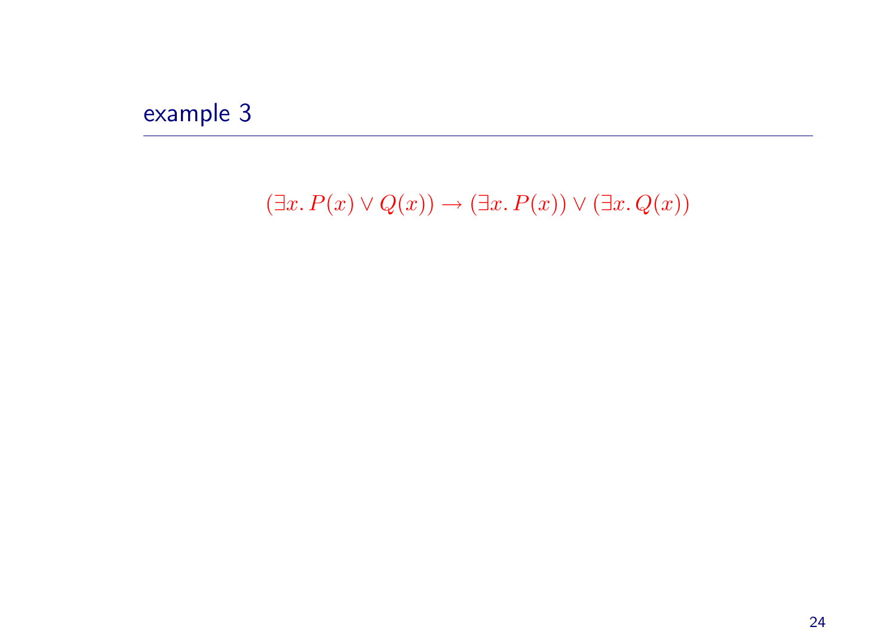## example 3

$$(\exists x.\, P(x) \vee Q(x)) \rightarrow (\exists x.\, P(x)) \vee (\exists x.\, Q(x))$$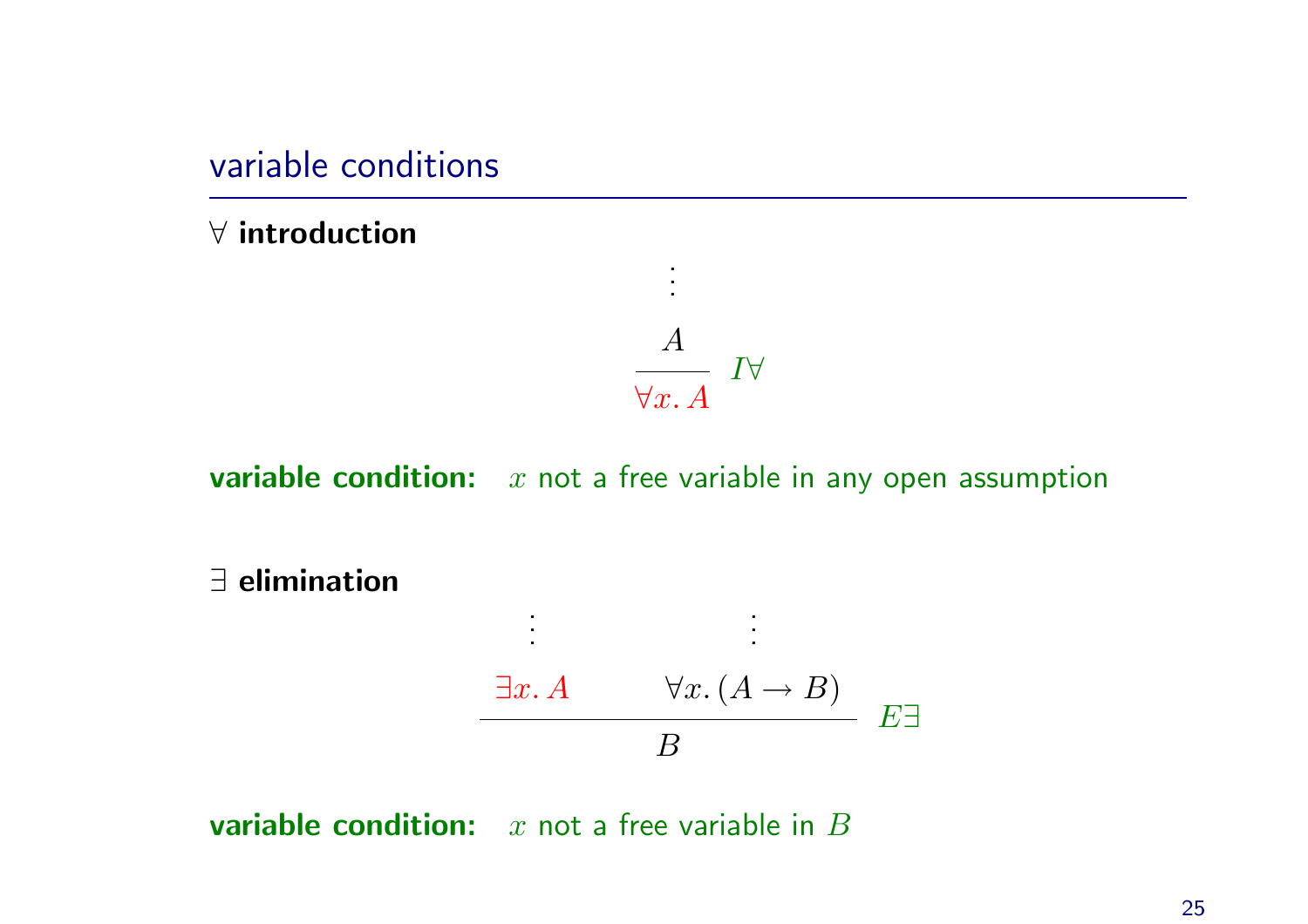## variable conditions

**$\forall$ introduction**

$$\cfrac{\begin{array}{c}\vdots\\ A\end{array}}{\forall x.\, A}\; I\forall$$

**variable condition:** $x$ not a free variable in any open assumption

**$\exists$ elimination**

$$\cfrac{\begin{array}{c}\vdots\\ \exists x.\, A\end{array} \qquad \begin{array}{c}\vdots\\ \forall x.\, (A \to B)\end{array}}{B}\; E\exists$$

**variable condition:** $x$ not a free variable in $B$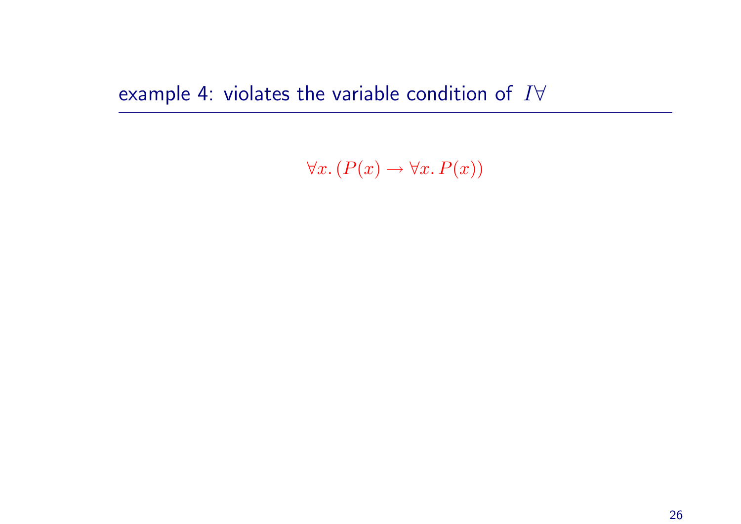## example 4: violates the variable condition of $I\forall$

$$\forall x.\,(P(x) \rightarrow \forall x.\,P(x))$$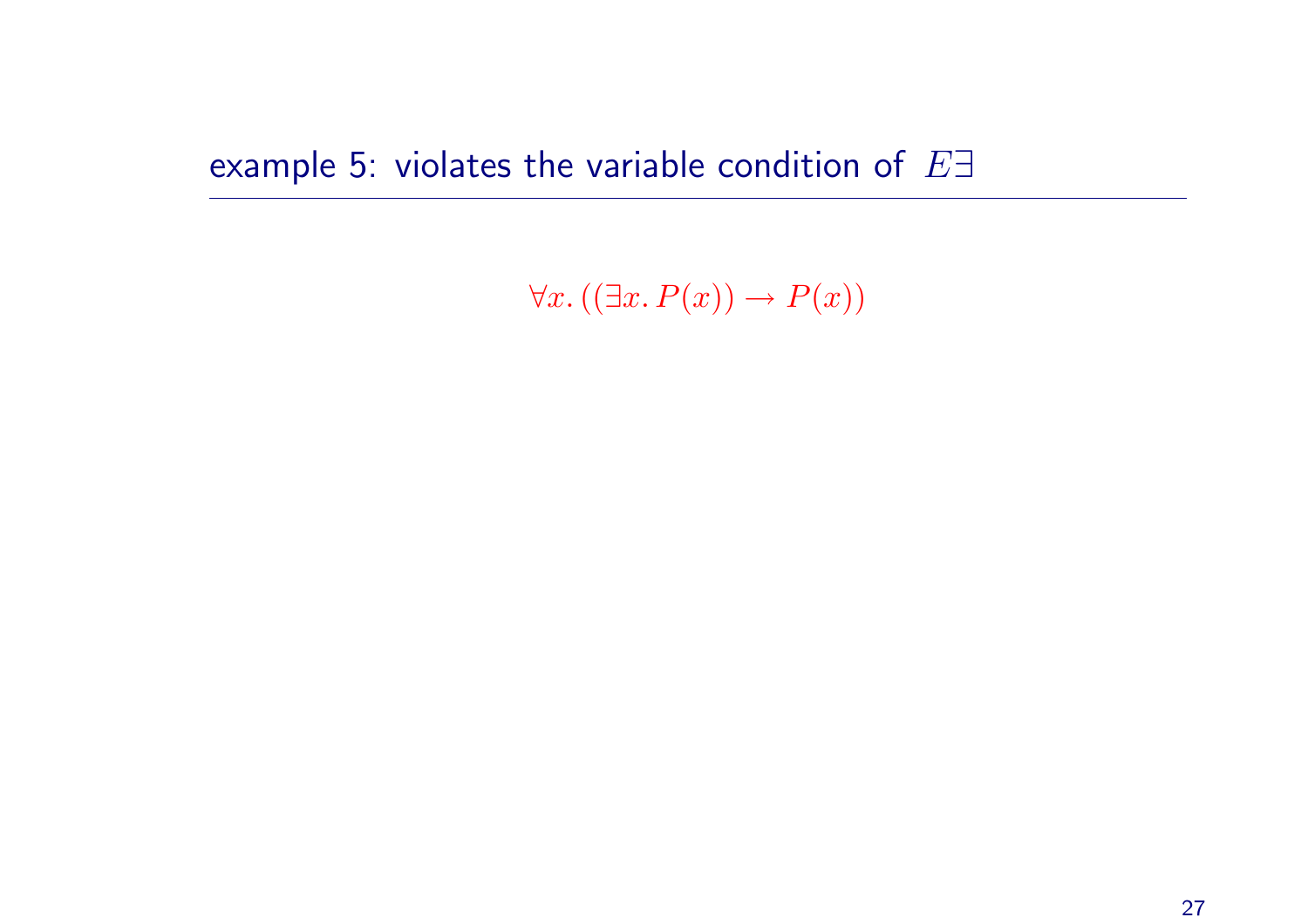## example 5: violates the variable condition of $E\exists$

$$\forall x. ((\exists x. P(x)) \to P(x))$$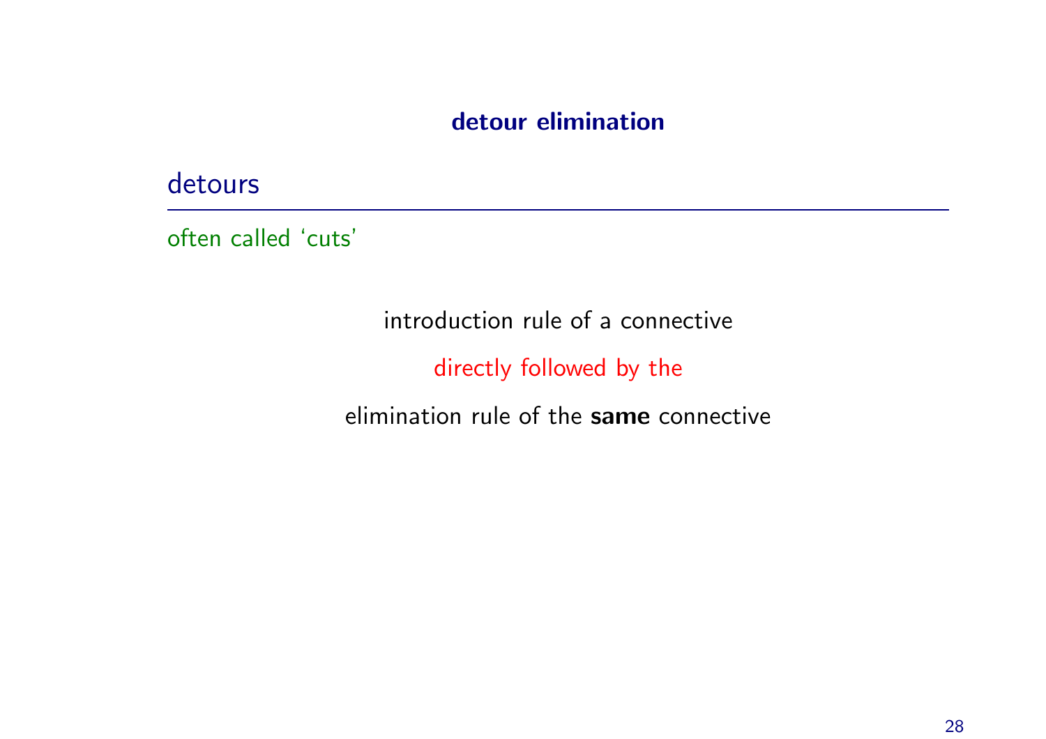# detour elimination

## detours

often called ‘cuts’

introduction rule of a connective

directly followed by the

elimination rule of the **same** connective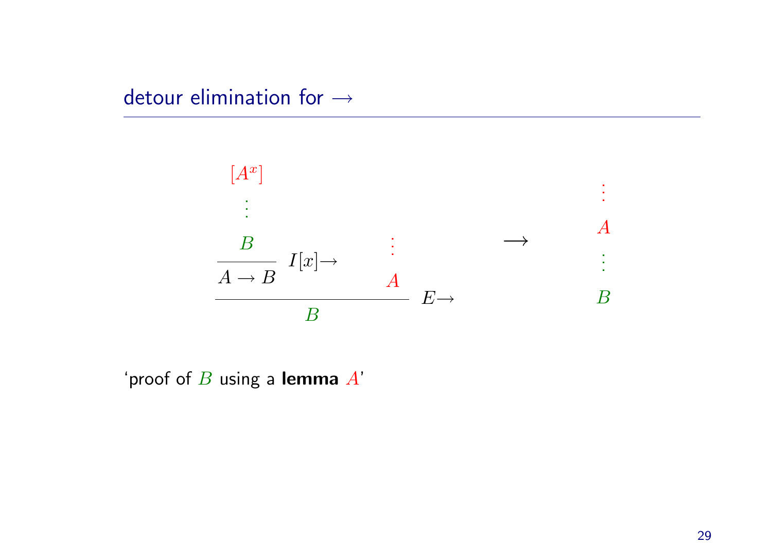## detour elimination for $\rightarrow$

$$
\dfrac{\dfrac{\begin{array}{c}[A^x] \\ \vdots \\ B\end{array}}{A \rightarrow B}\; I[x]\!\rightarrow \qquad \begin{array}{c}\vdots \\ A\end{array}}{B}\; E\!\rightarrow
\qquad \longrightarrow \qquad
\begin{array}{c}\vdots \\ A \\ \vdots \\ B\end{array}
$$

'proof of $B$ using a **lemma** $A$'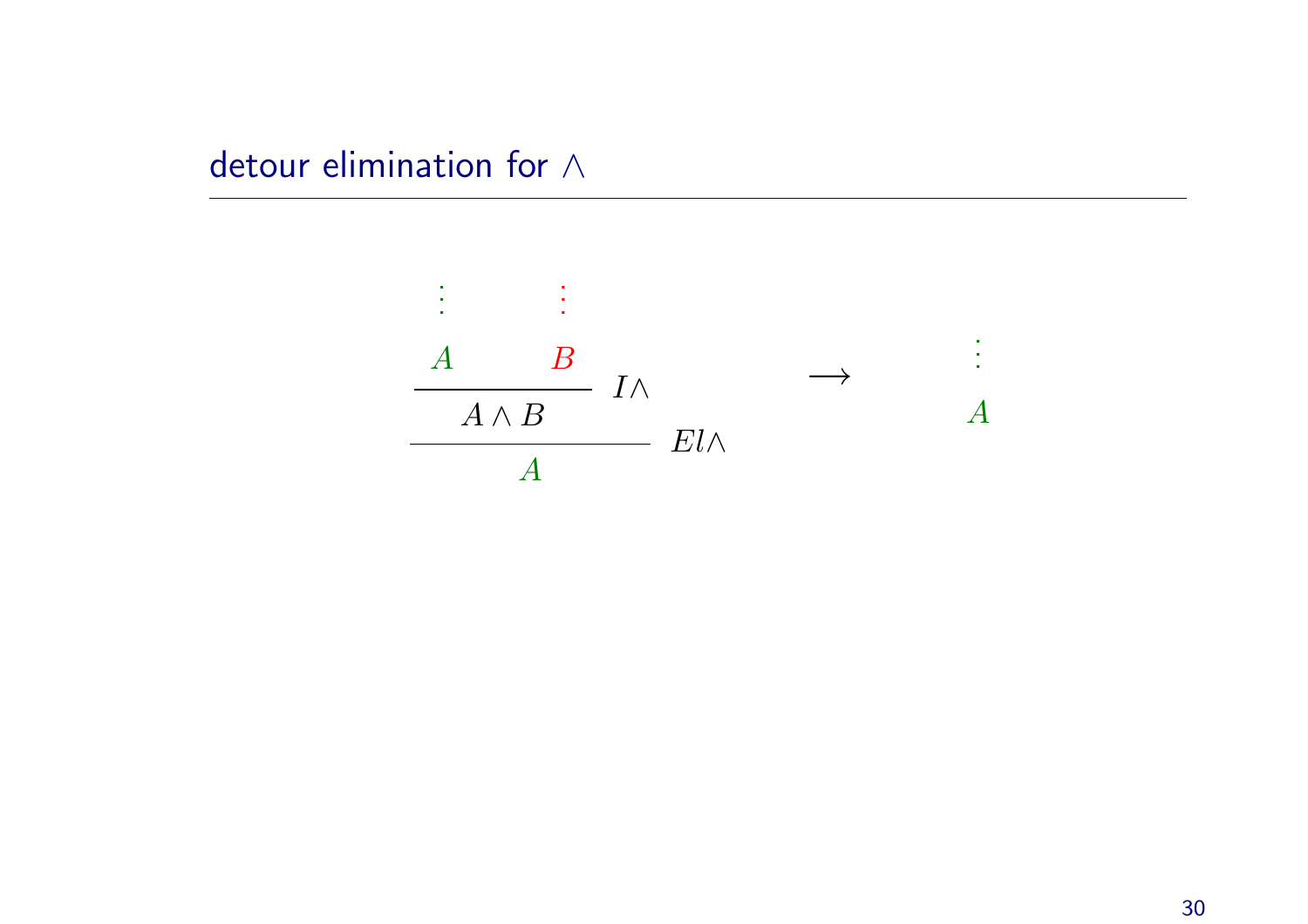## detour elimination for $\wedge$

$$
\dfrac{\dfrac{\begin{array}{c}\vdots\\ A\end{array} \qquad \begin{array}{c}\vdots\\ B\end{array}}{A \wedge B}\; I\wedge}{A}\; El\wedge
\qquad \longrightarrow \qquad
\begin{array}{c}\vdots\\ A\end{array}
$$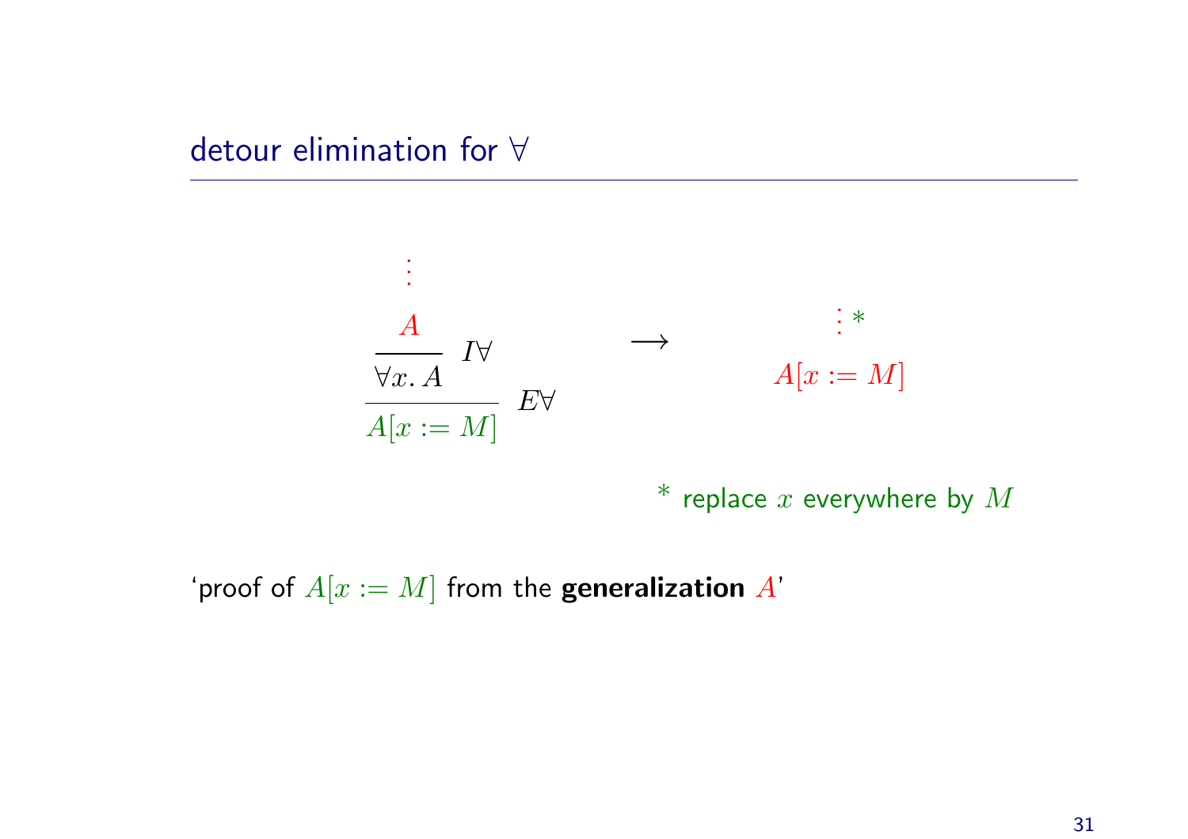## detour elimination for ∀

$$
\dfrac{\dfrac{\begin{array}{c}\vdots \\ A\end{array}}{\forall x.\, A}\ I\forall}{A[x := M]}\ E\forall
\qquad \longrightarrow \qquad
\begin{array}{c}\vdots\, * \\ A[x := M]\end{array}
$$

$*$ replace $x$ everywhere by $M$

'proof of $A[x := M]$ from the **generalization** $A$'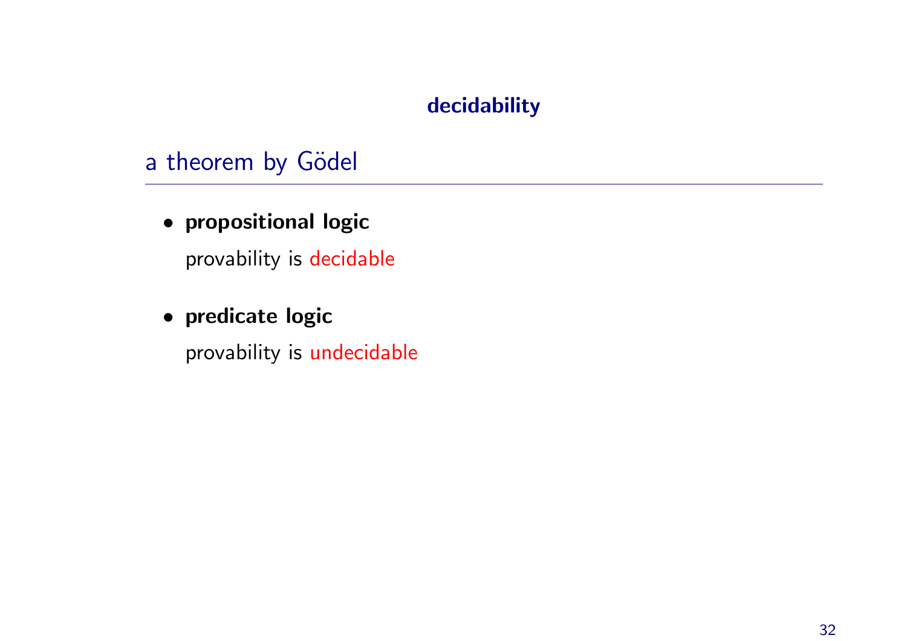# decidability

## a theorem by Gödel

- **propositional logic**

  provability is decidable

- **predicate logic**

  provability is undecidable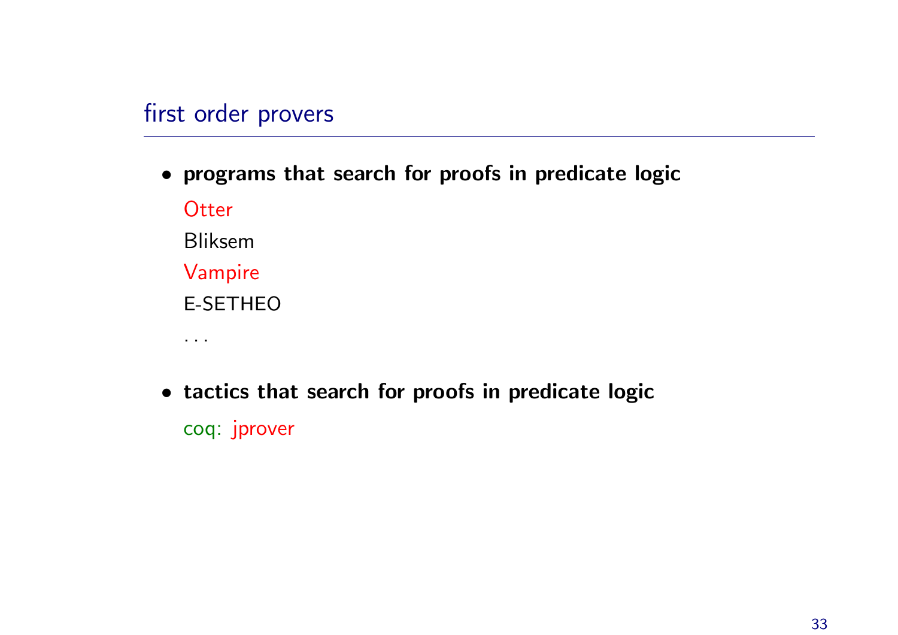## first order provers

- **programs that search for proofs in predicate logic**

  Otter

  Bliksem

  Vampire

  E-SETHEO

  ...

- **tactics that search for proofs in predicate logic**

  coq: jprover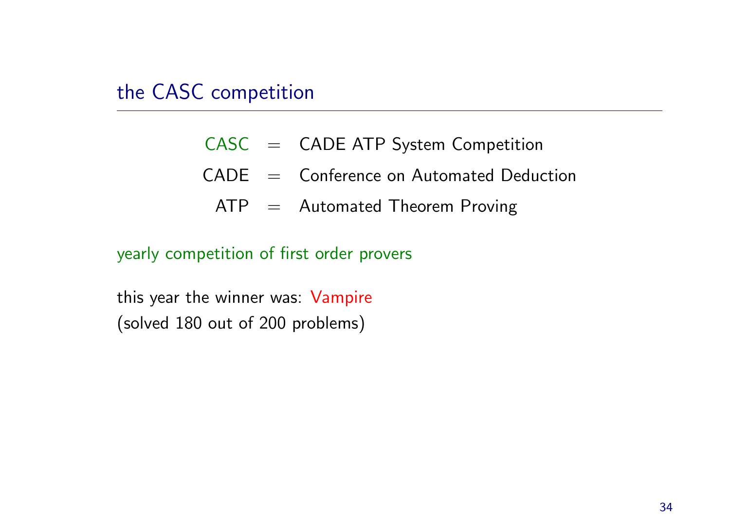## the CASC competition

| | | |
|---|---|---|
| CASC | = | CADE ATP System Competition |
| CADE | = | Conference on Automated Deduction |
| ATP | = | Automated Theorem Proving |

yearly competition of first order provers

this year the winner was: Vampire
(solved 180 out of 200 problems)